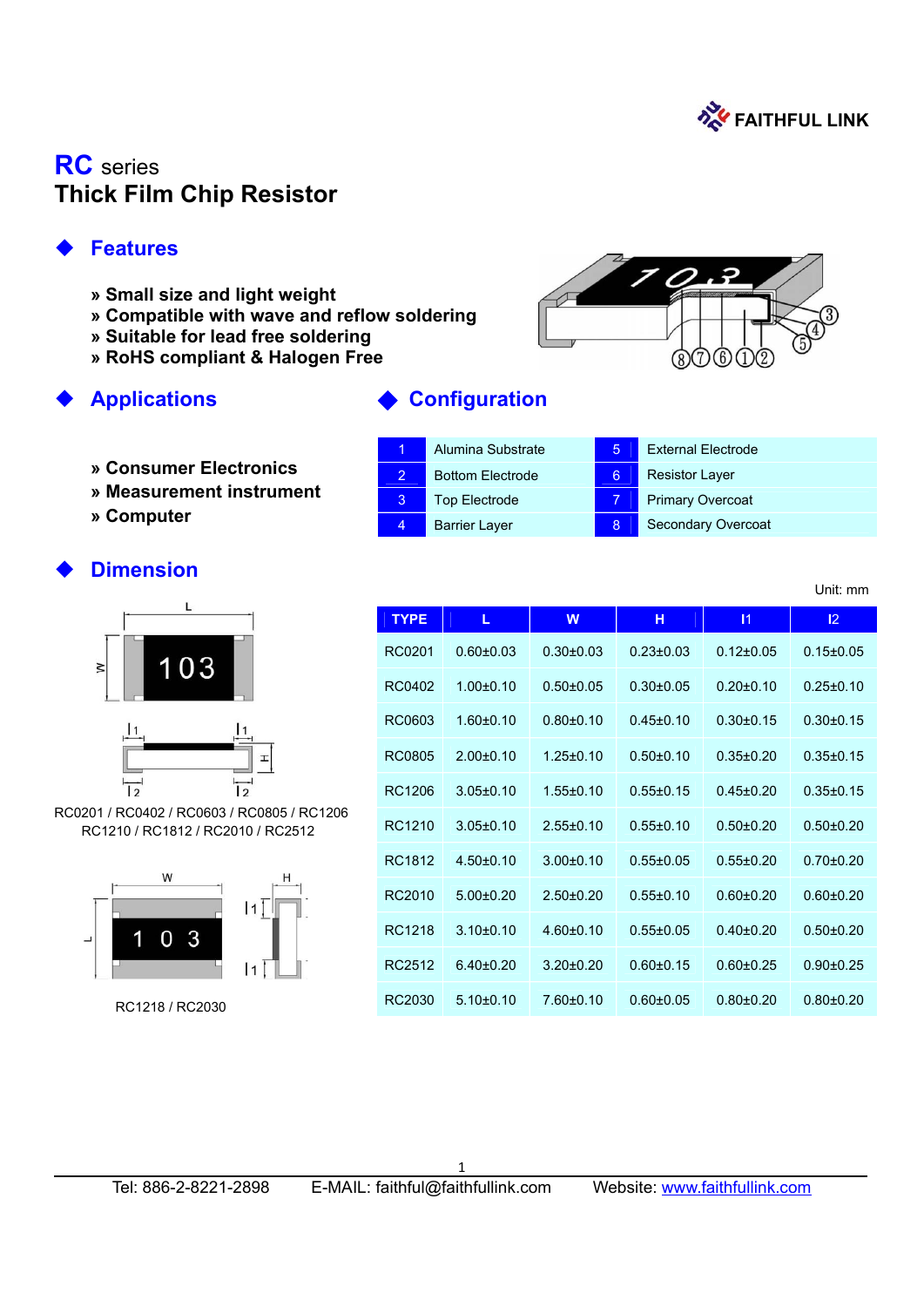FAITHFUL LINK

# RC series
# Thick Film Chip Resistor

## ◆ Features

» Small size and light weight
» Compatible with wave and reflow soldering
» Suitable for lead free soldering
» RoHS compliant & Halogen Free

## ◆ Applications

» Consumer Electronics
» Measurement instrument
» Computer

## ◆ Configuration

| | | | |
|---|---|---|---|
| 1 | Alumina Substrate | 5 | External Electrode |
| 2 | Bottom Electrode | 6 | Resistor Layer |
| 3 | Top Electrode | 7 | Primary Overcoat |
| 4 | Barrier Layer | 8 | Secondary Overcoat |

## ◆ Dimension

RC0201 / RC0402 / RC0603 / RC0805 / RC1206
RC1210 / RC1812 / RC2010 / RC2512

RC1218 / RC2030

Unit: mm

| TYPE | L | W | H | l1 | l2 |
|---|---|---|---|---|---|
| RC0201 | 0.60±0.03 | 0.30±0.03 | 0.23±0.03 | 0.12±0.05 | 0.15±0.05 |
| RC0402 | 1.00±0.10 | 0.50±0.05 | 0.30±0.05 | 0.20±0.10 | 0.25±0.10 |
| RC0603 | 1.60±0.10 | 0.80±0.10 | 0.45±0.10 | 0.30±0.15 | 0.30±0.15 |
| RC0805 | 2.00±0.10 | 1.25±0.10 | 0.50±0.10 | 0.35±0.20 | 0.35±0.15 |
| RC1206 | 3.05±0.10 | 1.55±0.10 | 0.55±0.10 | 0.45±0.20 | 0.35±0.15 |
| RC1210 | 3.05±0.10 | 2.55±0.10 | 0.55±0.10 | 0.50±0.20 | 0.50±0.20 |
| RC1812 | 4.50±0.10 | 3.00±0.10 | 0.55±0.05 | 0.55±0.20 | 0.70±0.20 |
| RC2010 | 5.00±0.20 | 2.50±0.20 | 0.55±0.10 | 0.60±0.20 | 0.60±0.20 |
| RC1218 | 3.10±0.10 | 4.60±0.10 | 0.55±0.05 | 0.40±0.20 | 0.50±0.20 |
| RC2512 | 6.40±0.20 | 3.20±0.20 | 0.60±0.15 | 0.60±0.25 | 0.90±0.25 |
| RC2030 | 5.10±0.10 | 7.60±0.10 | 0.60±0.05 | 0.80±0.20 | 0.80±0.20 |

Tel: 886-2-8221-2898 E-MAIL: faithful@faithfullink.com Website: www.faithfullink.com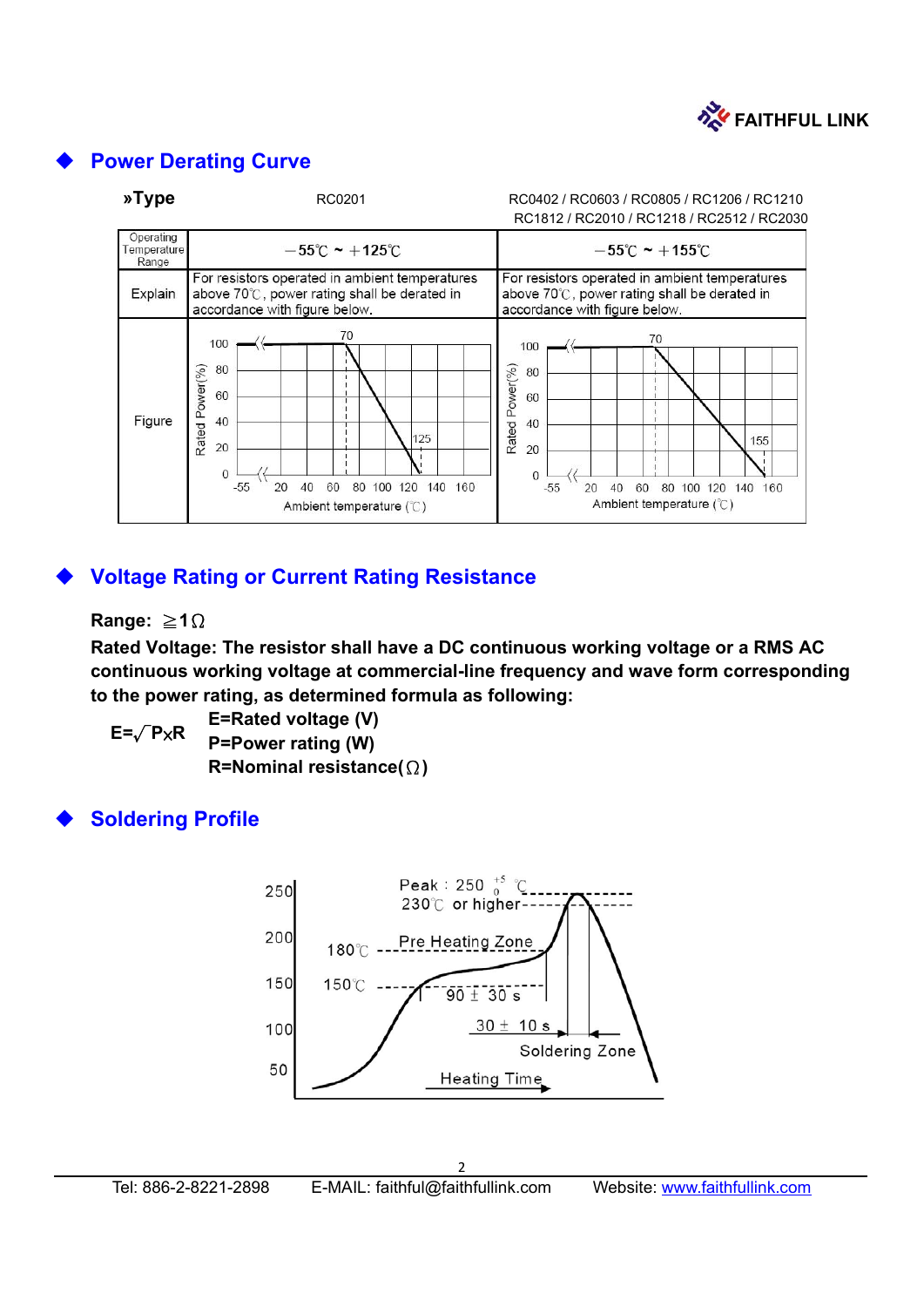## Power Derating Curve

| »Type | RC0201 | RC0402 / RC0603 / RC0805 / RC1206 / RC1210 RC1812 / RC2010 / RC1218 / RC2512 / RC2030 |
|---|---|---|
| Operating Temperature Range | －55℃ ~ ＋125℃ | －55℃ ~ ＋155℃ |
| Explain | For resistors operated in ambient temperatures above 70℃, power rating shall be derated in accordance with figure below. | For resistors operated in ambient temperatures above 70℃, power rating shall be derated in accordance with figure below. |
| Figure | | |

## Voltage Rating or Current Rating Resistance

**Range: ≧1Ω**

**Rated Voltage: The resistor shall have a DC continuous working voltage or a RMS AC continuous working voltage at commercial-line frequency and wave form corresponding to the power rating, as determined formula as following:**

$$E = \sqrt{P \times R}$$

**E=Rated voltage (V)**
**P=Power rating (W)**
**R=Nominal resistance(Ω)**

## Soldering Profile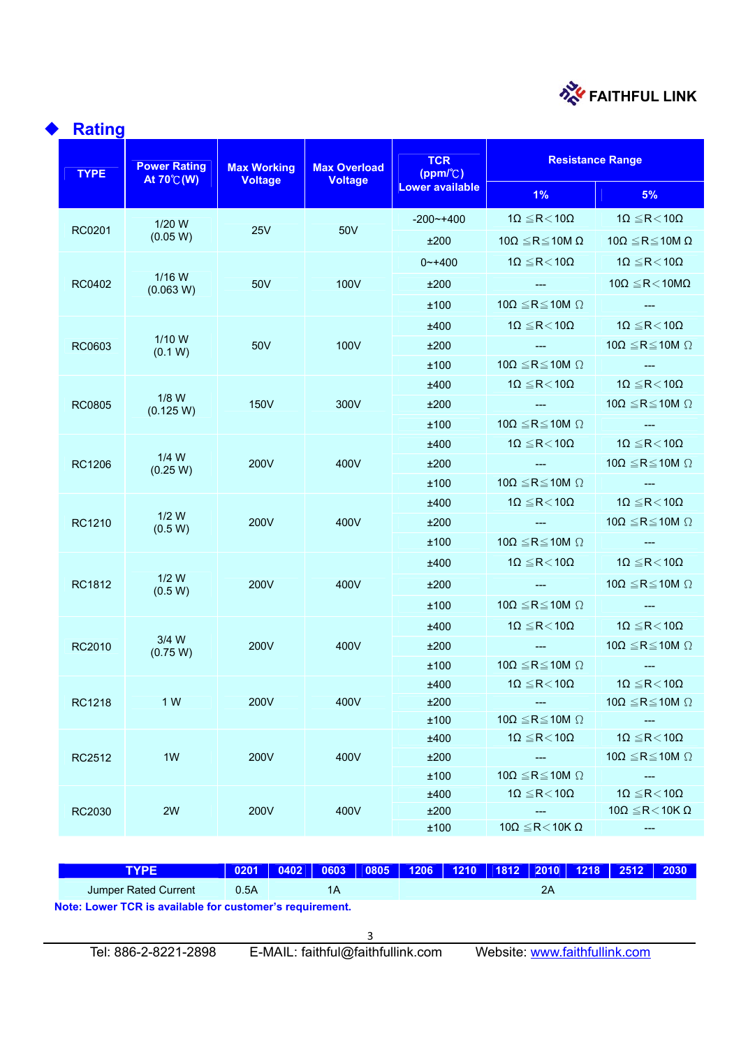FAITHFUL LINK

## Rating

| TYPE | Power Rating At 70℃(W) | Max Working Voltage | Max Overload Voltage | TCR (ppm/℃) Lower available | Resistance Range | |
|---|---|---|---|---|---|---|
| | | | | | 1% | 5% |
| RC0201 | 1/20 W (0.05 W) | 25V | 50V | -200~+400 | 1Ω ≦R＜10Ω | 1Ω ≦R＜10Ω |
| | | | | ±200 | 10Ω ≦R≦10M Ω | 10Ω ≦R≦10M Ω |
| RC0402 | 1/16 W (0.063 W) | 50V | 100V | 0~+400 | 1Ω ≦R＜10Ω | 1Ω ≦R＜10Ω |
| | | | | ±200 | --- | 10Ω ≦R＜10MΩ |
| | | | | ±100 | 10Ω ≦R≦10M Ω | --- |
| RC0603 | 1/10 W (0.1 W) | 50V | 100V | ±400 | 1Ω ≦R＜10Ω | 1Ω ≦R＜10Ω |
| | | | | ±200 | --- | 10Ω ≦R≦10M Ω |
| | | | | ±100 | 10Ω ≦R≦10M Ω | --- |
| RC0805 | 1/8 W (0.125 W) | 150V | 300V | ±400 | 1Ω ≦R＜10Ω | 1Ω ≦R＜10Ω |
| | | | | ±200 | --- | 10Ω ≦R≦10M Ω |
| | | | | ±100 | 10Ω ≦R≦10M Ω | --- |
| RC1206 | 1/4 W (0.25 W) | 200V | 400V | ±400 | 1Ω ≦R＜10Ω | 1Ω ≦R＜10Ω |
| | | | | ±200 | --- | 10Ω ≦R≦10M Ω |
| | | | | ±100 | 10Ω ≦R≦10M Ω | --- |
| RC1210 | 1/2 W (0.5 W) | 200V | 400V | ±400 | 1Ω ≦R＜10Ω | 1Ω ≦R＜10Ω |
| | | | | ±200 | --- | 10Ω ≦R≦10M Ω |
| | | | | ±100 | 10Ω ≦R≦10M Ω | --- |
| RC1812 | 1/2 W (0.5 W) | 200V | 400V | ±400 | 1Ω ≦R＜10Ω | 1Ω ≦R＜10Ω |
| | | | | ±200 | --- | 10Ω ≦R≦10M Ω |
| | | | | ±100 | 10Ω ≦R≦10M Ω | --- |
| RC2010 | 3/4 W (0.75 W) | 200V | 400V | ±400 | 1Ω ≦R＜10Ω | 1Ω ≦R＜10Ω |
| | | | | ±200 | --- | 10Ω ≦R≦10M Ω |
| | | | | ±100 | 10Ω ≦R≦10M Ω | --- |
| RC1218 | 1 W | 200V | 400V | ±400 | 1Ω ≦R＜10Ω | 1Ω ≦R＜10Ω |
| | | | | ±200 | --- | 10Ω ≦R≦10M Ω |
| | | | | ±100 | 10Ω ≦R≦10M Ω | --- |
| RC2512 | 1W | 200V | 400V | ±400 | 1Ω ≦R＜10Ω | 1Ω ≦R＜10Ω |
| | | | | ±200 | --- | 10Ω ≦R≦10M Ω |
| | | | | ±100 | 10Ω ≦R≦10M Ω | --- |
| RC2030 | 2W | 200V | 400V | ±400 | 1Ω ≦R＜10Ω | 1Ω ≦R＜10Ω |
| | | | | ±200 | --- | 10Ω ≦R＜10K Ω |
| | | | | ±100 | 10Ω ≦R＜10K Ω | --- |

| TYPE | 0201 | 0402 | 0603 | 0805 | 1206 | 1210 | 1812 | 2010 | 1218 | 2512 | 2030 |
|---|---|---|---|---|---|---|---|---|---|---|---|
| Jumper Rated Current | 0.5A | 1A | | | 2A | | | | | | |

**Note: Lower TCR is available for customer's requirement.**

Tel: 886-2-8221-2898 E-MAIL: faithful@faithfullink.com Website: www.faithfullink.com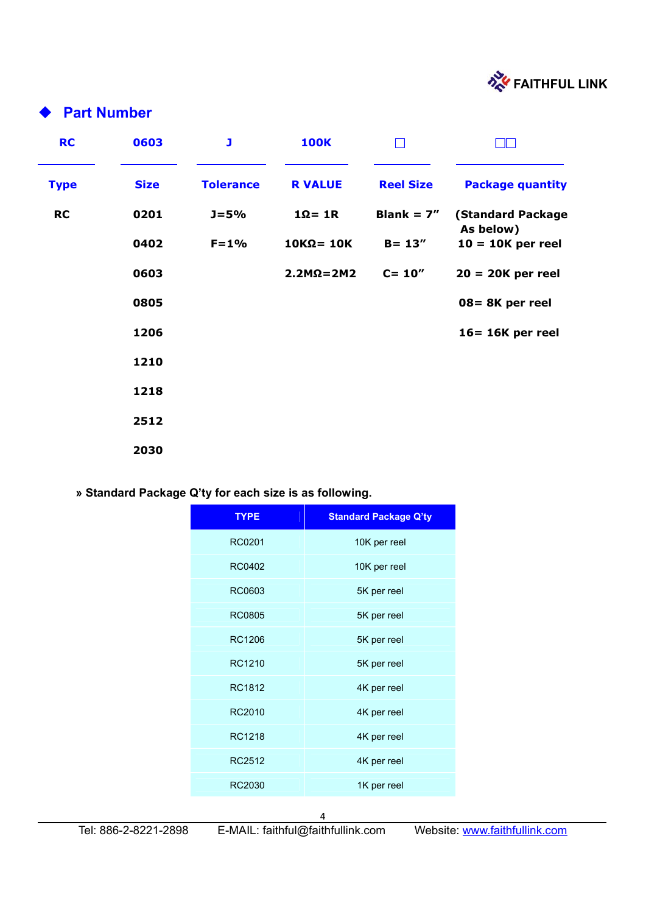## Part Number

| RC | 0603 | J | 100K | □ | □□ |
|---|---|---|---|---|---|
| **Type** | **Size** | **Tolerance** | **R VALUE** | **Reel Size** | **Package quantity** |
| RC | 0201 | J=5% | 1Ω= 1R | Blank = 7" | (Standard Package As below) |
| | 0402 | F=1% | 10KΩ= 10K | B= 13" | 10 = 10K per reel |
| | 0603 | | 2.2MΩ=2M2 | C= 10" | 20 = 20K per reel |
| | 0805 | | | | 08= 8K per reel |
| | 1206 | | | | 16= 16K per reel |
| | 1210 | | | | |
| | 1218 | | | | |
| | 2512 | | | | |
| | 2030 | | | | |

**» Standard Package Q'ty for each size is as following.**

| TYPE | Standard Package Q'ty |
|---|---|
| RC0201 | 10K per reel |
| RC0402 | 10K per reel |
| RC0603 | 5K per reel |
| RC0805 | 5K per reel |
| RC1206 | 5K per reel |
| RC1210 | 5K per reel |
| RC1812 | 4K per reel |
| RC2010 | 4K per reel |
| RC1218 | 4K per reel |
| RC2512 | 4K per reel |
| RC2030 | 1K per reel |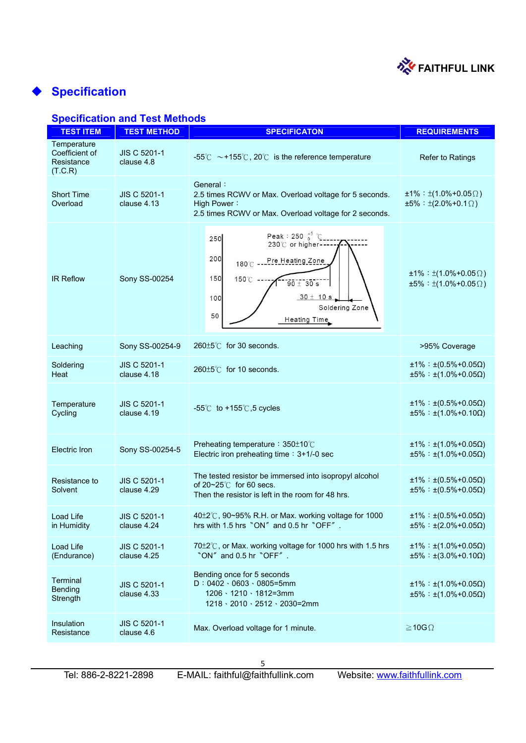## Specification

### Specification and Test Methods

| TEST ITEM | TEST METHOD | SPECIFICATON | REQUIREMENTS |
|---|---|---|---|
| Temperature Coefficient of Resistance (T.C.R) | JIS C 5201-1 clause 4.8 | -55℃ ～+155℃, 20℃ is the reference temperature | Refer to Ratings |
| Short Time Overload | JIS C 5201-1 clause 4.13 | General：<br>2.5 times RCWV or Max. Overload voltage for 5 seconds.<br>High Power：<br>2.5 times RCWV or Max. Overload voltage for 2 seconds. | ±1%：±(1.0%+0.05Ω)<br>±5%：±(2.0%+0.1Ω) |
| IR Reflow | Sony SS-00254 | Peak：250 $^{+5}_{0}$ ℃<br>230℃ or higher<br>Pre Heating Zone 150℃–180℃: 90 ± 30 s<br>Soldering Zone: 30 ± 10 s<br>Heating Time | ±1%：±(1.0%+0.05Ω)<br>±5%：±(1.0%+0.05Ω) |
| Leaching | Sony SS-00254-9 | 260±5℃ for 30 seconds. | >95% Coverage |
| Soldering Heat | JIS C 5201-1 clause 4.18 | 260±5℃ for 10 seconds. | ±1%：±(0.5%+0.05Ω)<br>±5%：±(1.0%+0.05Ω) |
| Temperature Cycling | JIS C 5201-1 clause 4.19 | -55℃ to +155℃,5 cycles | ±1%：±(0.5%+0.05Ω)<br>±5%：±(1.0%+0.10Ω) |
| Electric Iron | Sony SS-00254-5 | Preheating temperature：350±10℃<br>Electric iron preheating time：3+1/-0 sec | ±1%：±(1.0%+0.05Ω)<br>±5%：±(1.0%+0.05Ω) |
| Resistance to Solvent | JIS C 5201-1 clause 4.29 | The tested resistor be immersed into isopropyl alcohol of 20~25℃ for 60 secs.<br>Then the resistor is left in the room for 48 hrs. | ±1%：±(0.5%+0.05Ω)<br>±5%：±(0.5%+0.05Ω) |
| Load Life in Humidity | JIS C 5201-1 clause 4.24 | 40±2℃, 90~95% R.H. or Max. working voltage for 1000 hrs with 1.5 hrs "ON" and 0.5 hr "OFF". | ±1%：±(0.5%+0.05Ω)<br>±5%：±(2.0%+0.05Ω) |
| Load Life (Endurance) | JIS C 5201-1 clause 4.25 | 70±2℃, or Max. working voltage for 1000 hrs with 1.5 hrs "ON" and 0.5 hr "OFF". | ±1%：±(1.0%+0.05Ω)<br>±5%：±(3.0%+0.10Ω) |
| Terminal Bending Strength | JIS C 5201-1 clause 4.33 | Bending once for 5 seconds<br>D：0402、0603、0805=5mm<br>1206、1210、1812=3mm<br>1218、2010、2512、2030=2mm | ±1%：±(1.0%+0.05Ω)<br>±5%：±(1.0%+0.05Ω) |
| Insulation Resistance | JIS C 5201-1 clause 4.6 | Max. Overload voltage for 1 minute. | ≧10GΩ |

Tel: 886-2-8221-2898 E-MAIL: faithful@faithfullink.com Website: www.faithfullink.com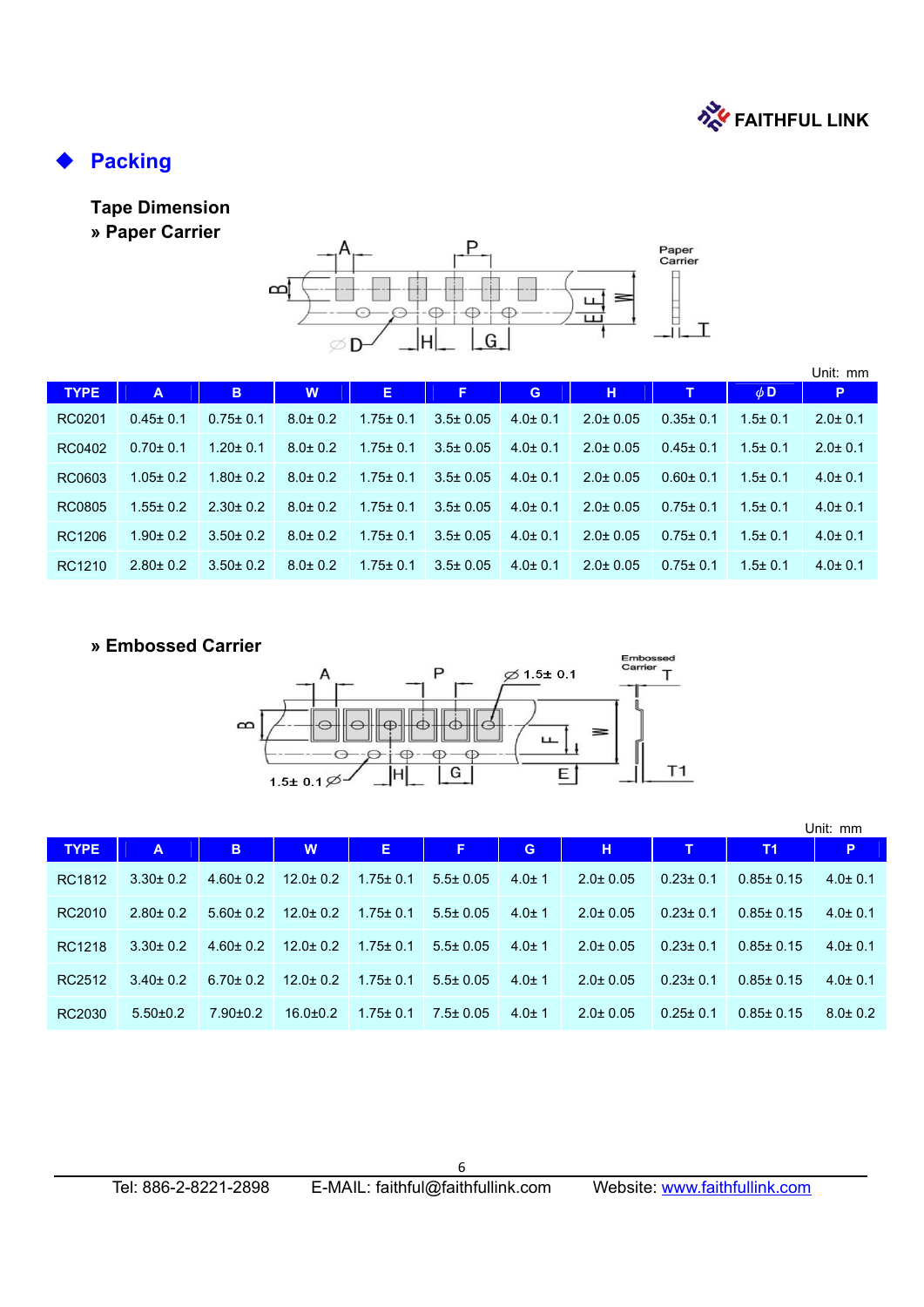## Packing

### Tape Dimension

**» Paper Carrier**

Unit: mm

| TYPE | A | B | W | E | F | G | H | T | φD | P |
|---|---|---|---|---|---|---|---|---|---|---|
| RC0201 | 0.45± 0.1 | 0.75± 0.1 | 8.0± 0.2 | 1.75± 0.1 | 3.5± 0.05 | 4.0± 0.1 | 2.0± 0.05 | 0.35± 0.1 | 1.5± 0.1 | 2.0± 0.1 |
| RC0402 | 0.70± 0.1 | 1.20± 0.1 | 8.0± 0.2 | 1.75± 0.1 | 3.5± 0.05 | 4.0± 0.1 | 2.0± 0.05 | 0.45± 0.1 | 1.5± 0.1 | 2.0± 0.1 |
| RC0603 | 1.05± 0.2 | 1.80± 0.2 | 8.0± 0.2 | 1.75± 0.1 | 3.5± 0.05 | 4.0± 0.1 | 2.0± 0.05 | 0.60± 0.1 | 1.5± 0.1 | 4.0± 0.1 |
| RC0805 | 1.55± 0.2 | 2.30± 0.2 | 8.0± 0.2 | 1.75± 0.1 | 3.5± 0.05 | 4.0± 0.1 | 2.0± 0.05 | 0.75± 0.1 | 1.5± 0.1 | 4.0± 0.1 |
| RC1206 | 1.90± 0.2 | 3.50± 0.2 | 8.0± 0.2 | 1.75± 0.1 | 3.5± 0.05 | 4.0± 0.1 | 2.0± 0.05 | 0.75± 0.1 | 1.5± 0.1 | 4.0± 0.1 |
| RC1210 | 2.80± 0.2 | 3.50± 0.2 | 8.0± 0.2 | 1.75± 0.1 | 3.5± 0.05 | 4.0± 0.1 | 2.0± 0.05 | 0.75± 0.1 | 1.5± 0.1 | 4.0± 0.1 |

**» Embossed Carrier**

Unit: mm

| TYPE | A | B | W | E | F | G | H | T | T1 | P |
|---|---|---|---|---|---|---|---|---|---|---|
| RC1812 | 3.30± 0.2 | 4.60± 0.2 | 12.0± 0.2 | 1.75± 0.1 | 5.5± 0.05 | 4.0± 1 | 2.0± 0.05 | 0.23± 0.1 | 0.85± 0.15 | 4.0± 0.1 |
| RC2010 | 2.80± 0.2 | 5.60± 0.2 | 12.0± 0.2 | 1.75± 0.1 | 5.5± 0.05 | 4.0± 1 | 2.0± 0.05 | 0.23± 0.1 | 0.85± 0.15 | 4.0± 0.1 |
| RC1218 | 3.30± 0.2 | 4.60± 0.2 | 12.0± 0.2 | 1.75± 0.1 | 5.5± 0.05 | 4.0± 1 | 2.0± 0.05 | 0.23± 0.1 | 0.85± 0.15 | 4.0± 0.1 |
| RC2512 | 3.40± 0.2 | 6.70± 0.2 | 12.0± 0.2 | 1.75± 0.1 | 5.5± 0.05 | 4.0± 1 | 2.0± 0.05 | 0.23± 0.1 | 0.85± 0.15 | 4.0± 0.1 |
| RC2030 | 5.50±0.2 | 7.90±0.2 | 16.0±0.2 | 1.75± 0.1 | 7.5± 0.05 | 4.0± 1 | 2.0± 0.05 | 0.25± 0.1 | 0.85± 0.15 | 8.0± 0.2 |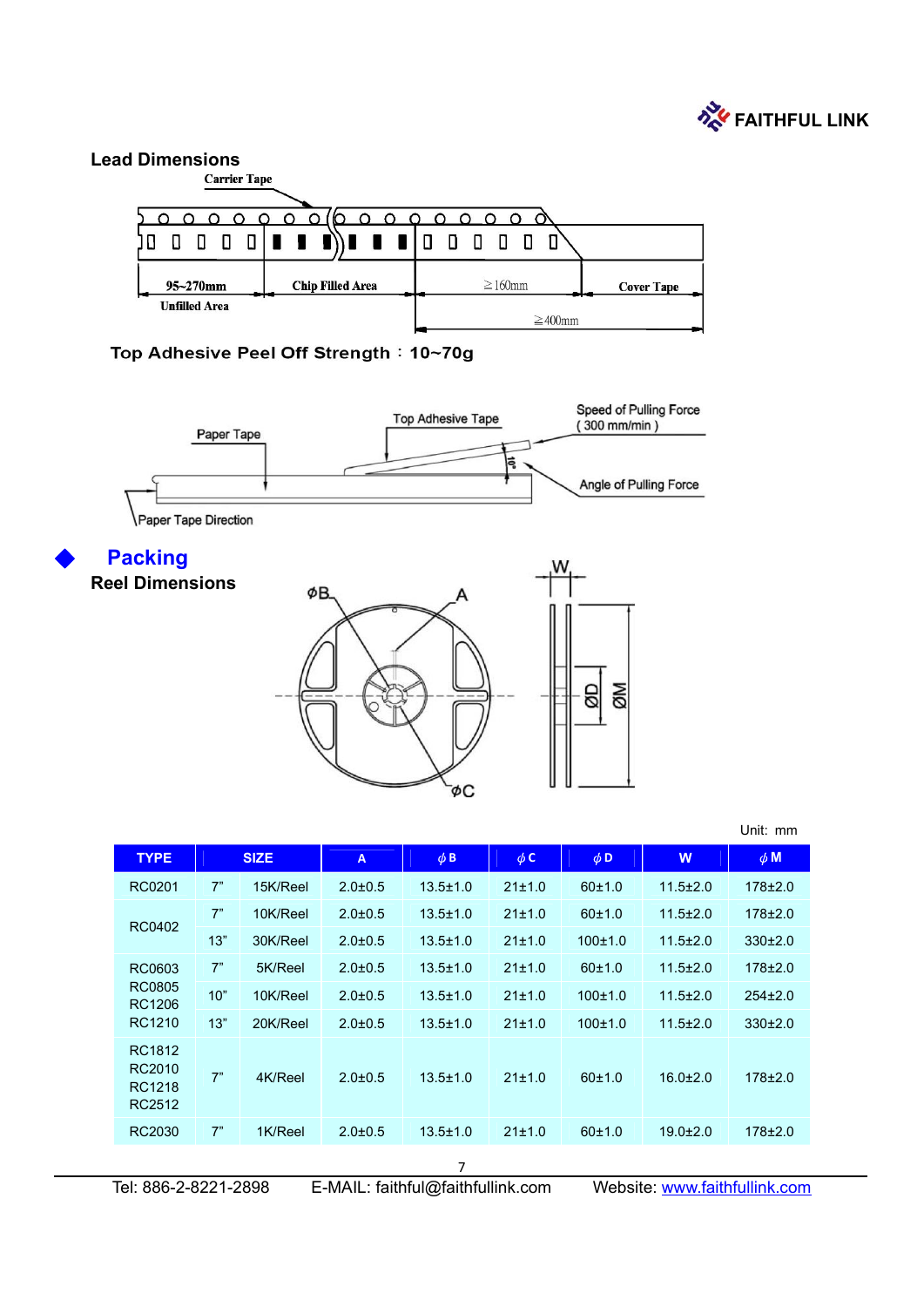## Lead Dimensions

Carrier Tape

95~270mm
Unfilled Area

Chip Filled Area

≥160mm

Cover Tape

≥400mm

Top Adhesive Peel Off Strength：10~70g

Paper Tape

Top Adhesive Tape

Speed of Pulling Force
( 300 mm/min )

10°

Angle of Pulling Force

Paper Tape Direction

## Packing

### Reel Dimensions

ϕB

A

ϕC

W

ØD

ØM

Unit: mm

| TYPE | SIZE | | A | ϕB | ϕC | ϕD | W | ϕM |
|---|---|---|---|---|---|---|---|---|
| RC0201 | 7" | 15K/Reel | 2.0±0.5 | 13.5±1.0 | 21±1.0 | 60±1.0 | 11.5±2.0 | 178±2.0 |
| RC0402 | 7" | 10K/Reel | 2.0±0.5 | 13.5±1.0 | 21±1.0 | 60±1.0 | 11.5±2.0 | 178±2.0 |
| | 13" | 30K/Reel | 2.0±0.5 | 13.5±1.0 | 21±1.0 | 100±1.0 | 11.5±2.0 | 330±2.0 |
| RC0603 RC0805 RC1206 RC1210 | 7" | 5K/Reel | 2.0±0.5 | 13.5±1.0 | 21±1.0 | 60±1.0 | 11.5±2.0 | 178±2.0 |
| | 10" | 10K/Reel | 2.0±0.5 | 13.5±1.0 | 21±1.0 | 100±1.0 | 11.5±2.0 | 254±2.0 |
| | 13" | 20K/Reel | 2.0±0.5 | 13.5±1.0 | 21±1.0 | 100±1.0 | 11.5±2.0 | 330±2.0 |
| RC1812 RC2010 RC1218 RC2512 | 7" | 4K/Reel | 2.0±0.5 | 13.5±1.0 | 21±1.0 | 60±1.0 | 16.0±2.0 | 178±2.0 |
| RC2030 | 7" | 1K/Reel | 2.0±0.5 | 13.5±1.0 | 21±1.0 | 60±1.0 | 19.0±2.0 | 178±2.0 |